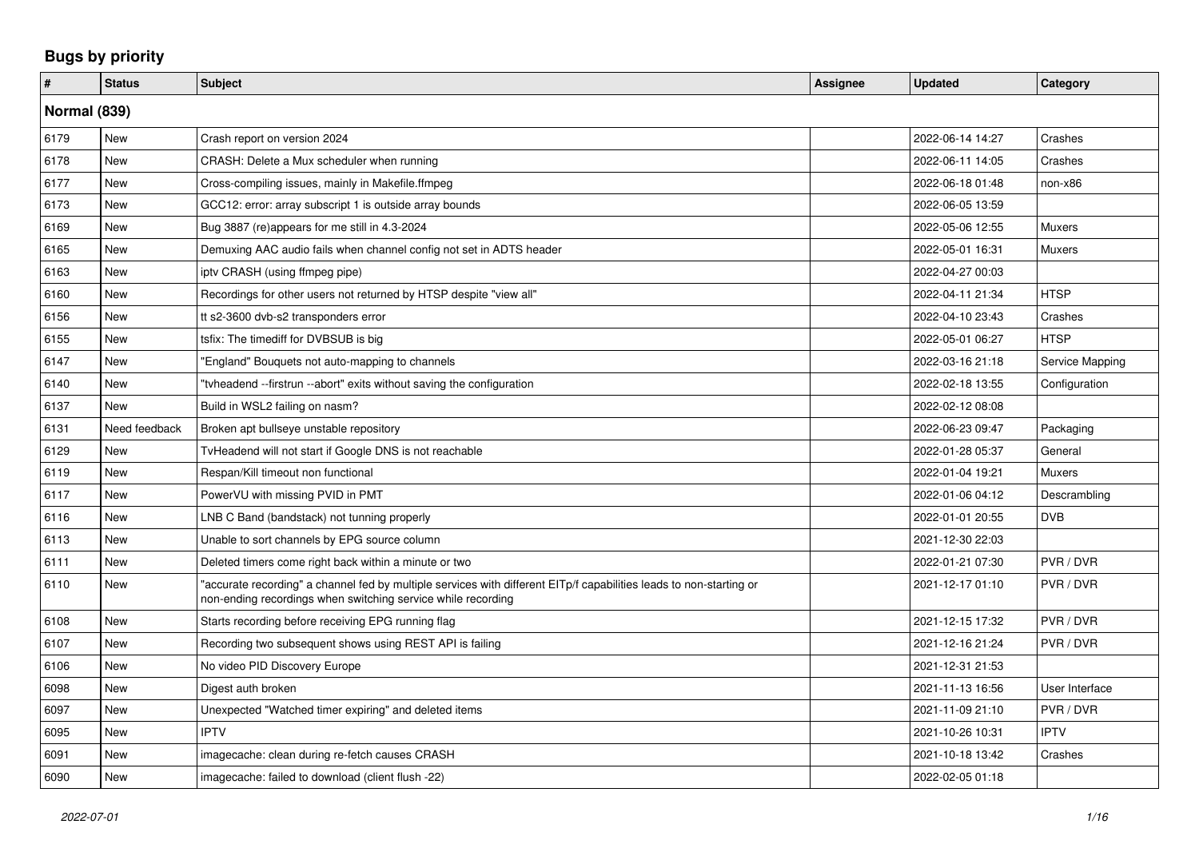# Bugs by priority

| # | Status | Subject | Assignee | Updated | Category |
|---|---|---|---|---|---|
| **Normal (839)** | | | | | |
| 6179 | New | Crash report on version 2024 | | 2022-06-14 14:27 | Crashes |
| 6178 | New | CRASH: Delete a Mux scheduler when running | | 2022-06-11 14:05 | Crashes |
| 6177 | New | Cross-compiling issues, mainly in Makefile.ffmpeg | | 2022-06-18 01:48 | non-x86 |
| 6173 | New | GCC12: error: array subscript 1 is outside array bounds | | 2022-06-05 13:59 | |
| 6169 | New | Bug 3887 (re)appears for me still in 4.3-2024 | | 2022-05-06 12:55 | Muxers |
| 6165 | New | Demuxing AAC audio fails when channel config not set in ADTS header | | 2022-05-01 16:31 | Muxers |
| 6163 | New | iptv CRASH (using ffmpeg pipe) | | 2022-04-27 00:03 | |
| 6160 | New | Recordings for other users not returned by HTSP despite "view all" | | 2022-04-11 21:34 | HTSP |
| 6156 | New | tt s2-3600 dvb-s2 transponders error | | 2022-04-10 23:43 | Crashes |
| 6155 | New | tsfix: The timediff for DVBSUB is big | | 2022-05-01 06:27 | HTSP |
| 6147 | New | "England" Bouquets not auto-mapping to channels | | 2022-03-16 21:18 | Service Mapping |
| 6140 | New | "tvheadend --firstrun --abort" exits without saving the configuration | | 2022-02-18 13:55 | Configuration |
| 6137 | New | Build in WSL2 failing on nasm? | | 2022-02-12 08:08 | |
| 6131 | Need feedback | Broken apt bullseye unstable repository | | 2022-06-23 09:47 | Packaging |
| 6129 | New | TvHeadend will not start if Google DNS is not reachable | | 2022-01-28 05:37 | General |
| 6119 | New | Respan/Kill timeout non functional | | 2022-01-04 19:21 | Muxers |
| 6117 | New | PowerVU with missing PVID in PMT | | 2022-01-06 04:12 | Descrambling |
| 6116 | New | LNB C Band (bandstack) not tunning properly | | 2022-01-01 20:55 | DVB |
| 6113 | New | Unable to sort channels by EPG source column | | 2021-12-30 22:03 | |
| 6111 | New | Deleted timers come right back within a minute or two | | 2022-01-21 07:30 | PVR / DVR |
| 6110 | New | "accurate recording" a channel fed by multiple services with different EITp/f capabilities leads to non-starting or non-ending recordings when switching service while recording | | 2021-12-17 01:10 | PVR / DVR |
| 6108 | New | Starts recording before receiving EPG running flag | | 2021-12-15 17:32 | PVR / DVR |
| 6107 | New | Recording two subsequent shows using REST API is failing | | 2021-12-16 21:24 | PVR / DVR |
| 6106 | New | No video PID Discovery Europe | | 2021-12-31 21:53 | |
| 6098 | New | Digest auth broken | | 2021-11-13 16:56 | User Interface |
| 6097 | New | Unexpected "Watched timer expiring" and deleted items | | 2021-11-09 21:10 | PVR / DVR |
| 6095 | New | IPTV | | 2021-10-26 10:31 | IPTV |
| 6091 | New | imagecache: clean during re-fetch causes CRASH | | 2021-10-18 13:42 | Crashes |
| 6090 | New | imagecache: failed to download (client flush -22) | | 2022-02-05 01:18 | |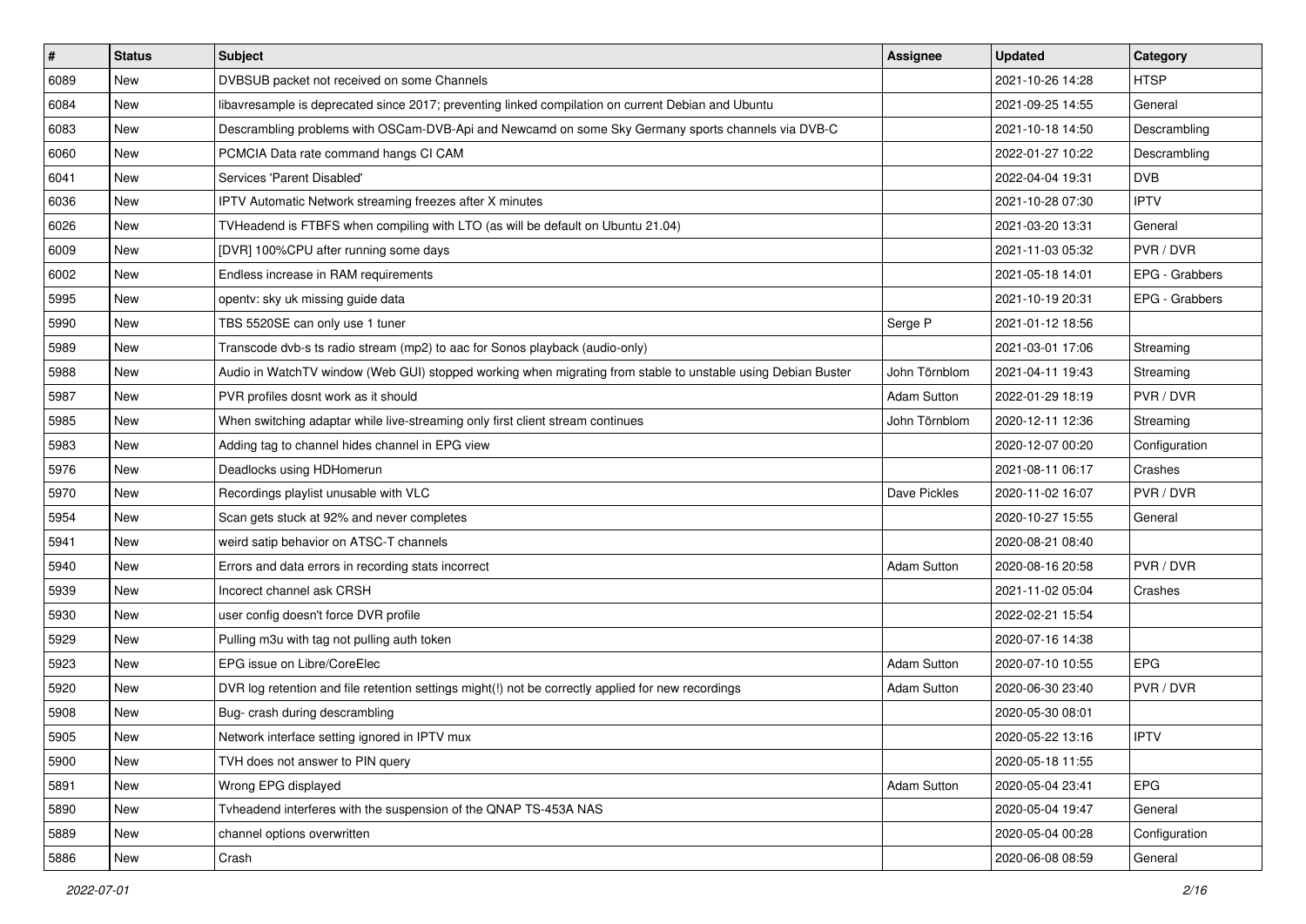| # | Status | Subject | Assignee | Updated | Category |
|---|---|---|---|---|---|
| 6089 | New | DVBSUB packet not received on some Channels | | 2021-10-26 14:28 | HTSP |
| 6084 | New | libavresample is deprecated since 2017; preventing linked compilation on current Debian and Ubuntu | | 2021-09-25 14:55 | General |
| 6083 | New | Descrambling problems with OSCam-DVB-Api and Newcamd on some Sky Germany sports channels via DVB-C | | 2021-10-18 14:50 | Descrambling |
| 6060 | New | PCMCIA Data rate command hangs CI CAM | | 2022-01-27 10:22 | Descrambling |
| 6041 | New | Services 'Parent Disabled' | | 2022-04-04 19:31 | DVB |
| 6036 | New | IPTV Automatic Network streaming freezes after X minutes | | 2021-10-28 07:30 | IPTV |
| 6026 | New | TVHeadend is FTBFS when compiling with LTO (as will be default on Ubuntu 21.04) | | 2021-03-20 13:31 | General |
| 6009 | New | [DVR] 100%CPU after running some days | | 2021-11-03 05:32 | PVR / DVR |
| 6002 | New | Endless increase in RAM requirements | | 2021-05-18 14:01 | EPG - Grabbers |
| 5995 | New | opentv: sky uk missing guide data | | 2021-10-19 20:31 | EPG - Grabbers |
| 5990 | New | TBS 5520SE can only use 1 tuner | Serge P | 2021-01-12 18:56 | |
| 5989 | New | Transcode dvb-s ts radio stream (mp2) to aac for Sonos playback (audio-only) | | 2021-03-01 17:06 | Streaming |
| 5988 | New | Audio in WatchTV window (Web GUI) stopped working when migrating from stable to unstable using Debian Buster | John Törnblom | 2021-04-11 19:43 | Streaming |
| 5987 | New | PVR profiles dosnt work as it should | Adam Sutton | 2022-01-29 18:19 | PVR / DVR |
| 5985 | New | When switching adaptar while live-streaming only first client stream continues | John Törnblom | 2020-12-11 12:36 | Streaming |
| 5983 | New | Adding tag to channel hides channel in EPG view | | 2020-12-07 00:20 | Configuration |
| 5976 | New | Deadlocks using HDHomerun | | 2021-08-11 06:17 | Crashes |
| 5970 | New | Recordings playlist unusable with VLC | Dave Pickles | 2020-11-02 16:07 | PVR / DVR |
| 5954 | New | Scan gets stuck at 92% and never completes | | 2020-10-27 15:55 | General |
| 5941 | New | weird satip behavior on ATSC-T channels | | 2020-08-21 08:40 | |
| 5940 | New | Errors and data errors in recording stats incorrect | Adam Sutton | 2020-08-16 20:58 | PVR / DVR |
| 5939 | New | Incorect channel ask CRSH | | 2021-11-02 05:04 | Crashes |
| 5930 | New | user config doesn't force DVR profile | | 2022-02-21 15:54 | |
| 5929 | New | Pulling m3u with tag not pulling auth token | | 2020-07-16 14:38 | |
| 5923 | New | EPG issue on Libre/CoreElec | Adam Sutton | 2020-07-10 10:55 | EPG |
| 5920 | New | DVR log retention and file retention settings might(!) not be correctly applied for new recordings | Adam Sutton | 2020-06-30 23:40 | PVR / DVR |
| 5908 | New | Bug- crash during descrambling | | 2020-05-30 08:01 | |
| 5905 | New | Network interface setting ignored in IPTV mux | | 2020-05-22 13:16 | IPTV |
| 5900 | New | TVH does not answer to PIN query | | 2020-05-18 11:55 | |
| 5891 | New | Wrong EPG displayed | Adam Sutton | 2020-05-04 23:41 | EPG |
| 5890 | New | Tvheadend interferes with the suspension of the QNAP TS-453A NAS | | 2020-05-04 19:47 | General |
| 5889 | New | channel options overwritten | | 2020-05-04 00:28 | Configuration |
| 5886 | New | Crash | | 2020-06-08 08:59 | General |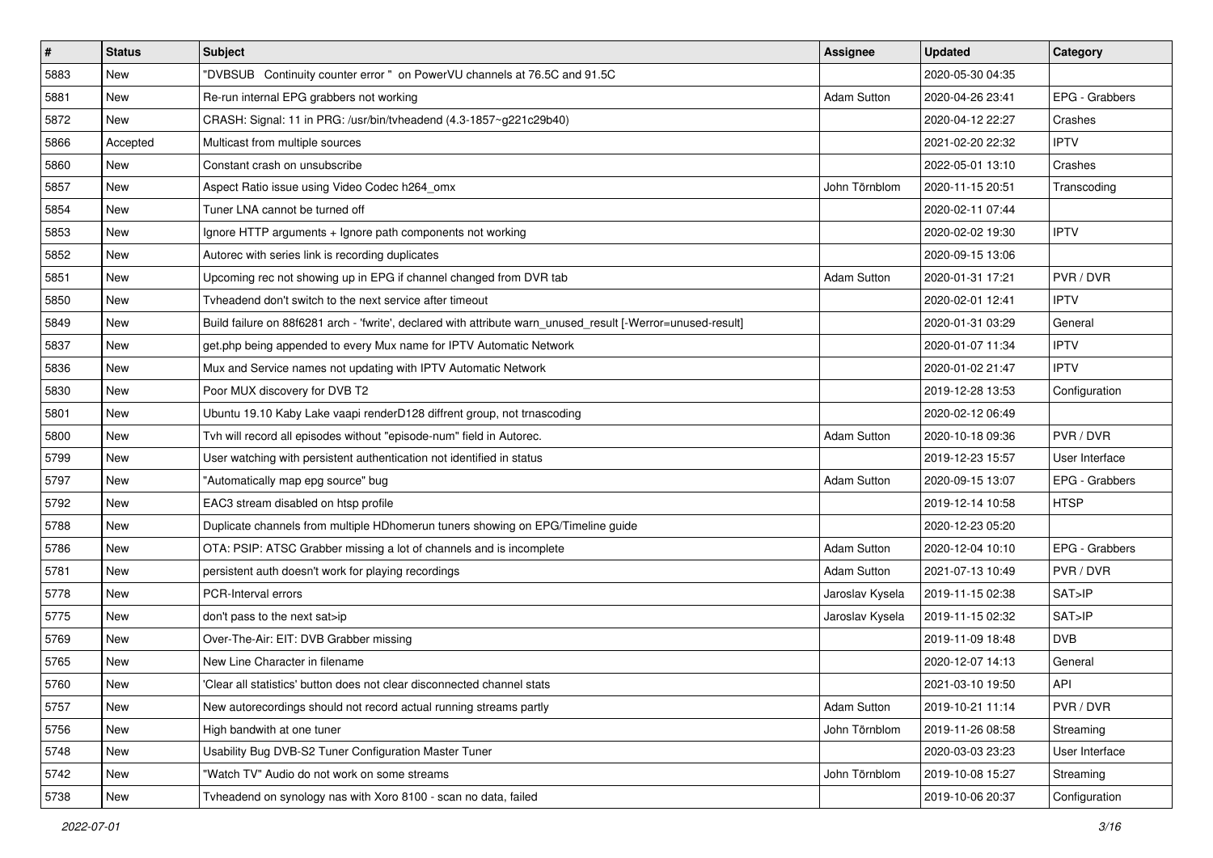| # | Status | Subject | Assignee | Updated | Category |
|---|---|---|---|---|---|
| 5883 | New | "DVBSUB Continuity counter error " on PowerVU channels at 76.5C and 91.5C | | 2020-05-30 04:35 | |
| 5881 | New | Re-run internal EPG grabbers not working | Adam Sutton | 2020-04-26 23:41 | EPG - Grabbers |
| 5872 | New | CRASH: Signal: 11 in PRG: /usr/bin/tvheadend (4.3-1857~g221c29b40) | | 2020-04-12 22:27 | Crashes |
| 5866 | Accepted | Multicast from multiple sources | | 2021-02-20 22:32 | IPTV |
| 5860 | New | Constant crash on unsubscribe | | 2022-05-01 13:10 | Crashes |
| 5857 | New | Aspect Ratio issue using Video Codec h264_omx | John Törnblom | 2020-11-15 20:51 | Transcoding |
| 5854 | New | Tuner LNA cannot be turned off | | 2020-02-11 07:44 | |
| 5853 | New | Ignore HTTP arguments + Ignore path components not working | | 2020-02-02 19:30 | IPTV |
| 5852 | New | Autorec with series link is recording duplicates | | 2020-09-15 13:06 | |
| 5851 | New | Upcoming rec not showing up in EPG if channel changed from DVR tab | Adam Sutton | 2020-01-31 17:21 | PVR / DVR |
| 5850 | New | Tvheadend don't switch to the next service after timeout | | 2020-02-01 12:41 | IPTV |
| 5849 | New | Build failure on 88f6281 arch - 'fwrite', declared with attribute warn_unused_result [-Werror=unused-result] | | 2020-01-31 03:29 | General |
| 5837 | New | get.php being appended to every Mux name for IPTV Automatic Network | | 2020-01-07 11:34 | IPTV |
| 5836 | New | Mux and Service names not updating with IPTV Automatic Network | | 2020-01-02 21:47 | IPTV |
| 5830 | New | Poor MUX discovery for DVB T2 | | 2019-12-28 13:53 | Configuration |
| 5801 | New | Ubuntu 19.10 Kaby Lake vaapi renderD128 diffrent group, not trnascoding | | 2020-02-12 06:49 | |
| 5800 | New | Tvh will record all episodes without "episode-num" field in Autorec. | Adam Sutton | 2020-10-18 09:36 | PVR / DVR |
| 5799 | New | User watching with persistent authentication not identified in status | | 2019-12-23 15:57 | User Interface |
| 5797 | New | "Automatically map epg source" bug | Adam Sutton | 2020-09-15 13:07 | EPG - Grabbers |
| 5792 | New | EAC3 stream disabled on htsp profile | | 2019-12-14 10:58 | HTSP |
| 5788 | New | Duplicate channels from multiple HDhomerun tuners showing on EPG/Timeline guide | | 2020-12-23 05:20 | |
| 5786 | New | OTA: PSIP: ATSC Grabber missing a lot of channels and is incomplete | Adam Sutton | 2020-12-04 10:10 | EPG - Grabbers |
| 5781 | New | persistent auth doesn't work for playing recordings | Adam Sutton | 2021-07-13 10:49 | PVR / DVR |
| 5778 | New | PCR-Interval errors | Jaroslav Kysela | 2019-11-15 02:38 | SAT>IP |
| 5775 | New | don't pass to the next sat>ip | Jaroslav Kysela | 2019-11-15 02:32 | SAT>IP |
| 5769 | New | Over-The-Air: EIT: DVB Grabber missing | | 2019-11-09 18:48 | DVB |
| 5765 | New | New Line Character in filename | | 2020-12-07 14:13 | General |
| 5760 | New | 'Clear all statistics' button does not clear disconnected channel stats | | 2021-03-10 19:50 | API |
| 5757 | New | New autorecordings should not record actual running streams partly | Adam Sutton | 2019-10-21 11:14 | PVR / DVR |
| 5756 | New | High bandwith at one tuner | John Törnblom | 2019-11-26 08:58 | Streaming |
| 5748 | New | Usability Bug DVB-S2 Tuner Configuration Master Tuner | | 2020-03-03 23:23 | User Interface |
| 5742 | New | "Watch TV" Audio do not work on some streams | John Törnblom | 2019-10-08 15:27 | Streaming |
| 5738 | New | Tvheadend on synology nas with Xoro 8100 - scan no data, failed | | 2019-10-06 20:37 | Configuration |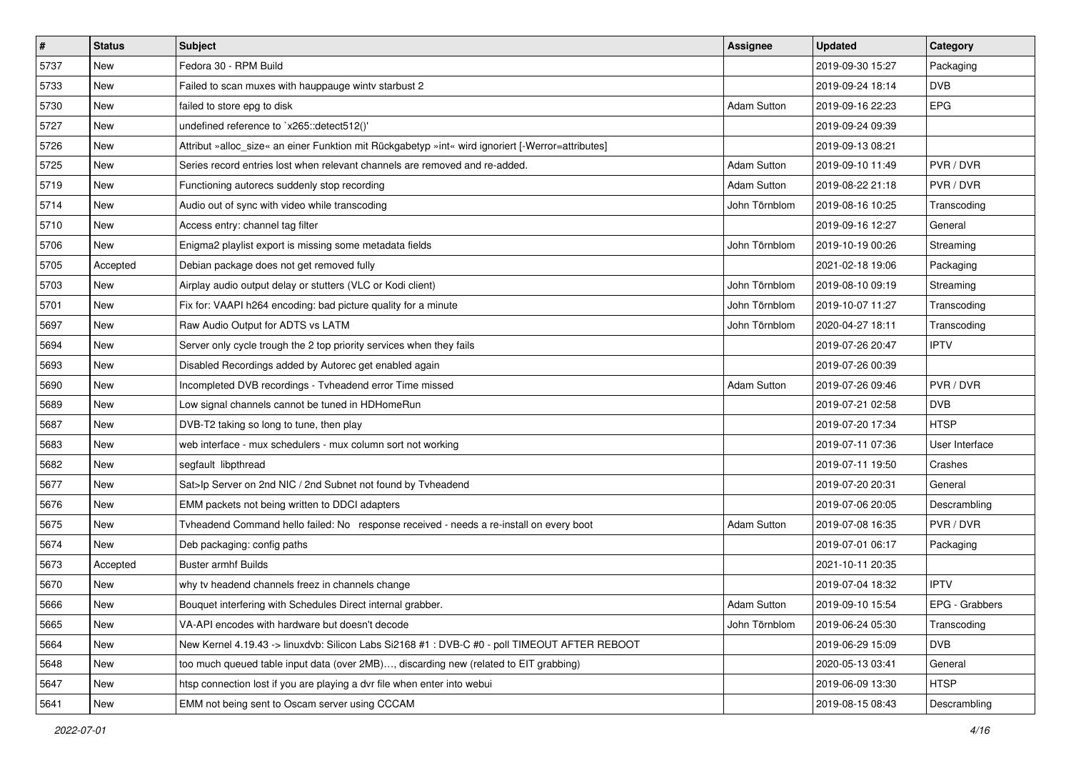| # | Status | Subject | Assignee | Updated | Category |
|---|---|---|---|---|---|
| 5737 | New | Fedora 30 - RPM Build | | 2019-09-30 15:27 | Packaging |
| 5733 | New | Failed to scan muxes with hauppauge wintv starbust 2 | | 2019-09-24 18:14 | DVB |
| 5730 | New | failed to store epg to disk | Adam Sutton | 2019-09-16 22:23 | EPG |
| 5727 | New | undefined reference to `x265::detect512()' | | 2019-09-24 09:39 | |
| 5726 | New | Attribut »alloc_size« an einer Funktion mit Rückgabetyp »int« wird ignoriert [-Werror=attributes] | | 2019-09-13 08:21 | |
| 5725 | New | Series record entries lost when relevant channels are removed and re-added. | Adam Sutton | 2019-09-10 11:49 | PVR / DVR |
| 5719 | New | Functioning autorecs suddenly stop recording | Adam Sutton | 2019-08-22 21:18 | PVR / DVR |
| 5714 | New | Audio out of sync with video while transcoding | John Törnblom | 2019-08-16 10:25 | Transcoding |
| 5710 | New | Access entry: channel tag filter | | 2019-09-16 12:27 | General |
| 5706 | New | Enigma2 playlist export is missing some metadata fields | John Törnblom | 2019-10-19 00:26 | Streaming |
| 5705 | Accepted | Debian package does not get removed fully | | 2021-02-18 19:06 | Packaging |
| 5703 | New | Airplay audio output delay or stutters (VLC or Kodi client) | John Törnblom | 2019-08-10 09:19 | Streaming |
| 5701 | New | Fix for: VAAPI h264 encoding: bad picture quality for a minute | John Törnblom | 2019-10-07 11:27 | Transcoding |
| 5697 | New | Raw Audio Output for ADTS vs LATM | John Törnblom | 2020-04-27 18:11 | Transcoding |
| 5694 | New | Server only cycle trough the 2 top priority services when they fails | | 2019-07-26 20:47 | IPTV |
| 5693 | New | Disabled Recordings added by Autorec get enabled again | | 2019-07-26 00:39 | |
| 5690 | New | Incompleted DVB recordings - Tvheadend error Time missed | Adam Sutton | 2019-07-26 09:46 | PVR / DVR |
| 5689 | New | Low signal channels cannot be tuned in HDHomeRun | | 2019-07-21 02:58 | DVB |
| 5687 | New | DVB-T2 taking so long to tune, then play | | 2019-07-20 17:34 | HTSP |
| 5683 | New | web interface - mux schedulers - mux column sort not working | | 2019-07-11 07:36 | User Interface |
| 5682 | New | segfault libpthread | | 2019-07-11 19:50 | Crashes |
| 5677 | New | Sat>Ip Server on 2nd NIC / 2nd Subnet not found by Tvheadend | | 2019-07-20 20:31 | General |
| 5676 | New | EMM packets not being written to DDCI adapters | | 2019-07-06 20:05 | Descrambling |
| 5675 | New | Tvheadend Command hello failed: No response received - needs a re-install on every boot | Adam Sutton | 2019-07-08 16:35 | PVR / DVR |
| 5674 | New | Deb packaging: config paths | | 2019-07-01 06:17 | Packaging |
| 5673 | Accepted | Buster armhf Builds | | 2021-10-11 20:35 | |
| 5670 | New | why tv headend channels freez in channels change | | 2019-07-04 18:32 | IPTV |
| 5666 | New | Bouquet interfering with Schedules Direct internal grabber. | Adam Sutton | 2019-09-10 15:54 | EPG - Grabbers |
| 5665 | New | VA-API encodes with hardware but doesn't decode | John Törnblom | 2019-06-24 05:30 | Transcoding |
| 5664 | New | New Kernel 4.19.43 -> linuxdvb: Silicon Labs Si2168 #1 : DVB-C #0 - poll TIMEOUT AFTER REBOOT | | 2019-06-29 15:09 | DVB |
| 5648 | New | too much queued table input data (over 2MB)..., discarding new (related to EIT grabbing) | | 2020-05-13 03:41 | General |
| 5647 | New | htsp connection lost if you are playing a dvr file when enter into webui | | 2019-06-09 13:30 | HTSP |
| 5641 | New | EMM not being sent to Oscam server using CCCAM | | 2019-08-15 08:43 | Descrambling |

*2022-07-01*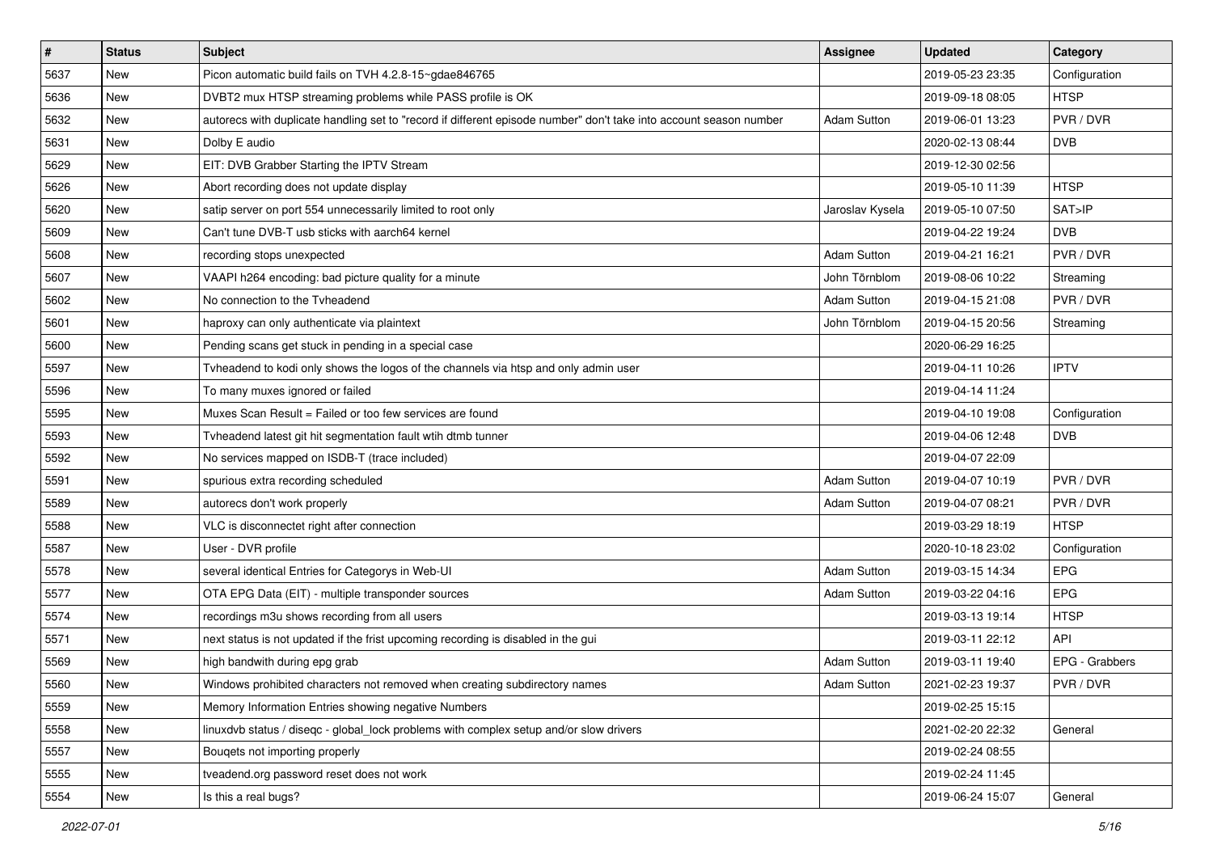| # | Status | Subject | Assignee | Updated | Category |
|---|---|---|---|---|---|
| 5637 | New | Picon automatic build fails on TVH 4.2.8-15~gdae846765 | | 2019-05-23 23:35 | Configuration |
| 5636 | New | DVBT2 mux HTSP streaming problems while PASS profile is OK | | 2019-09-18 08:05 | HTSP |
| 5632 | New | autorecs with duplicate handling set to "record if different episode number" don't take into account season number | Adam Sutton | 2019-06-01 13:23 | PVR / DVR |
| 5631 | New | Dolby E audio | | 2020-02-13 08:44 | DVB |
| 5629 | New | EIT: DVB Grabber Starting the IPTV Stream | | 2019-12-30 02:56 | |
| 5626 | New | Abort recording does not update display | | 2019-05-10 11:39 | HTSP |
| 5620 | New | satip server on port 554 unnecessarily limited to root only | Jaroslav Kysela | 2019-05-10 07:50 | SAT>IP |
| 5609 | New | Can't tune DVB-T usb sticks with aarch64 kernel | | 2019-04-22 19:24 | DVB |
| 5608 | New | recording stops unexpected | Adam Sutton | 2019-04-21 16:21 | PVR / DVR |
| 5607 | New | VAAPI h264 encoding: bad picture quality for a minute | John Törnblom | 2019-08-06 10:22 | Streaming |
| 5602 | New | No connection to the Tvheadend | Adam Sutton | 2019-04-15 21:08 | PVR / DVR |
| 5601 | New | haproxy can only authenticate via plaintext | John Törnblom | 2019-04-15 20:56 | Streaming |
| 5600 | New | Pending scans get stuck in pending in a special case | | 2020-06-29 16:25 | |
| 5597 | New | Tvheadend to kodi only shows the logos of the channels via htsp and only admin user | | 2019-04-11 10:26 | IPTV |
| 5596 | New | To many muxes ignored or failed | | 2019-04-14 11:24 | |
| 5595 | New | Muxes Scan Result = Failed or too few services are found | | 2019-04-10 19:08 | Configuration |
| 5593 | New | Tvheadend latest git hit segmentation fault wtih dtmb tunner | | 2019-04-06 12:48 | DVB |
| 5592 | New | No services mapped on ISDB-T (trace included) | | 2019-04-07 22:09 | |
| 5591 | New | spurious extra recording scheduled | Adam Sutton | 2019-04-07 10:19 | PVR / DVR |
| 5589 | New | autorecs don't work properly | Adam Sutton | 2019-04-07 08:21 | PVR / DVR |
| 5588 | New | VLC is disconnectet right after connection | | 2019-03-29 18:19 | HTSP |
| 5587 | New | User - DVR profile | | 2020-10-18 23:02 | Configuration |
| 5578 | New | several identical Entries for Categorys in Web-UI | Adam Sutton | 2019-03-15 14:34 | EPG |
| 5577 | New | OTA EPG Data (EIT) - multiple transponder sources | Adam Sutton | 2019-03-22 04:16 | EPG |
| 5574 | New | recordings m3u shows recording from all users | | 2019-03-13 19:14 | HTSP |
| 5571 | New | next status is not updated if the frist upcoming recording is disabled in the gui | | 2019-03-11 22:12 | API |
| 5569 | New | high bandwith during epg grab | Adam Sutton | 2019-03-11 19:40 | EPG - Grabbers |
| 5560 | New | Windows prohibited characters not removed when creating subdirectory names | Adam Sutton | 2021-02-23 19:37 | PVR / DVR |
| 5559 | New | Memory Information Entries showing negative Numbers | | 2019-02-25 15:15 | |
| 5558 | New | linuxdvb status / diseqc - global_lock problems with complex setup and/or slow drivers | | 2021-02-20 22:32 | General |
| 5557 | New | Bouqets not importing properly | | 2019-02-24 08:55 | |
| 5555 | New | tveadend.org password reset does not work | | 2019-02-24 11:45 | |
| 5554 | New | Is this a real bugs? | | 2019-06-24 15:07 | General |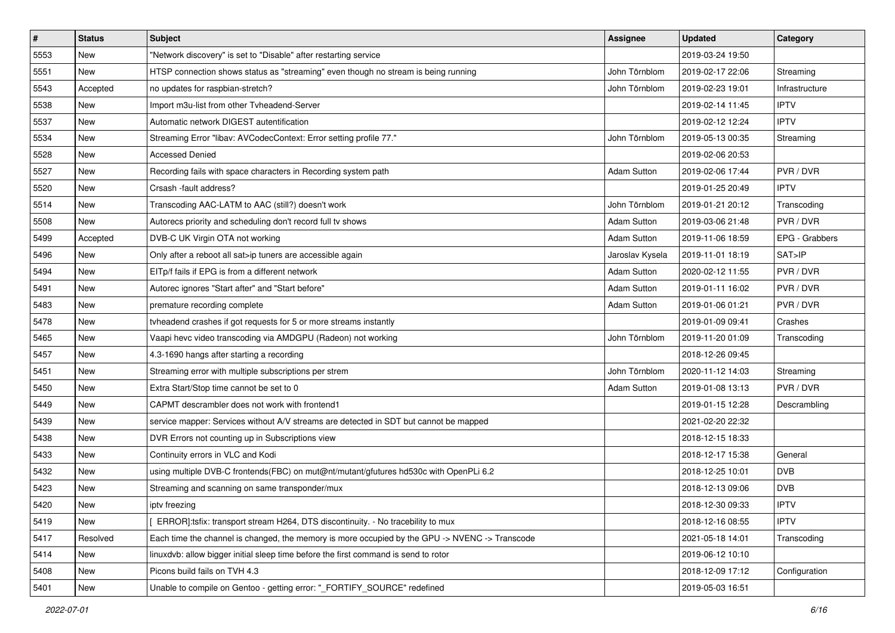| # | Status | Subject | Assignee | Updated | Category |
|---|---|---|---|---|---|
| 5553 | New | "Network discovery" is set to "Disable" after restarting service | | 2019-03-24 19:50 | |
| 5551 | New | HTSP connection shows status as "streaming" even though no stream is being running | John Törnblom | 2019-02-17 22:06 | Streaming |
| 5543 | Accepted | no updates for raspbian-stretch? | John Törnblom | 2019-02-23 19:01 | Infrastructure |
| 5538 | New | Import m3u-list from other Tvheadend-Server | | 2019-02-14 11:45 | IPTV |
| 5537 | New | Automatic network DIGEST autentification | | 2019-02-12 12:24 | IPTV |
| 5534 | New | Streaming Error "libav: AVCodecContext: Error setting profile 77." | John Törnblom | 2019-05-13 00:35 | Streaming |
| 5528 | New | Accessed Denied | | 2019-02-06 20:53 | |
| 5527 | New | Recording fails with space characters in Recording system path | Adam Sutton | 2019-02-06 17:44 | PVR / DVR |
| 5520 | New | Crsash -fault address? | | 2019-01-25 20:49 | IPTV |
| 5514 | New | Transcoding AAC-LATM to AAC (still?) doesn't work | John Törnblom | 2019-01-21 20:12 | Transcoding |
| 5508 | New | Autorecs priority and scheduling don't record full tv shows | Adam Sutton | 2019-03-06 21:48 | PVR / DVR |
| 5499 | Accepted | DVB-C UK Virgin OTA not working | Adam Sutton | 2019-11-06 18:59 | EPG - Grabbers |
| 5496 | New | Only after a reboot all sat>ip tuners are accessible again | Jaroslav Kysela | 2019-11-01 18:19 | SAT>IP |
| 5494 | New | EITp/f fails if EPG is from a different network | Adam Sutton | 2020-02-12 11:55 | PVR / DVR |
| 5491 | New | Autorec ignores "Start after" and "Start before" | Adam Sutton | 2019-01-11 16:02 | PVR / DVR |
| 5483 | New | premature recording complete | Adam Sutton | 2019-01-06 01:21 | PVR / DVR |
| 5478 | New | tvheadend crashes if got requests for 5 or more streams instantly | | 2019-01-09 09:41 | Crashes |
| 5465 | New | Vaapi hevc video transcoding via AMDGPU (Radeon) not working | John Törnblom | 2019-11-20 01:09 | Transcoding |
| 5457 | New | 4.3-1690 hangs after starting a recording | | 2018-12-26 09:45 | |
| 5451 | New | Streaming error with multiple subscriptions per strem | John Törnblom | 2020-11-12 14:03 | Streaming |
| 5450 | New | Extra Start/Stop time cannot be set to 0 | Adam Sutton | 2019-01-08 13:13 | PVR / DVR |
| 5449 | New | CAPMT descrambler does not work with frontend1 | | 2019-01-15 12:28 | Descrambling |
| 5439 | New | service mapper: Services without A/V streams are detected in SDT but cannot be mapped | | 2021-02-20 22:32 | |
| 5438 | New | DVR Errors not counting up in Subscriptions view | | 2018-12-15 18:33 | |
| 5433 | New | Continuity errors in VLC and Kodi | | 2018-12-17 15:38 | General |
| 5432 | New | using multiple DVB-C frontends(FBC) on mut@nt/mutant/gfutures hd530c with OpenPLi 6.2 | | 2018-12-25 10:01 | DVB |
| 5423 | New | Streaming and scanning on same transponder/mux | | 2018-12-13 09:06 | DVB |
| 5420 | New | iptv freezing | | 2018-12-30 09:33 | IPTV |
| 5419 | New | [ ERROR]:tsfix: transport stream H264, DTS discontinuity. - No tracebility to mux | | 2018-12-16 08:55 | IPTV |
| 5417 | Resolved | Each time the channel is changed, the memory is more occupied by the GPU -> NVENC -> Transcode | | 2021-05-18 14:01 | Transcoding |
| 5414 | New | linuxdvb: allow bigger initial sleep time before the first command is send to rotor | | 2019-06-12 10:10 | |
| 5408 | New | Picons build fails on TVH 4.3 | | 2018-12-09 17:12 | Configuration |
| 5401 | New | Unable to compile on Gentoo - getting error: "_FORTIFY_SOURCE" redefined | | 2019-05-03 16:51 | |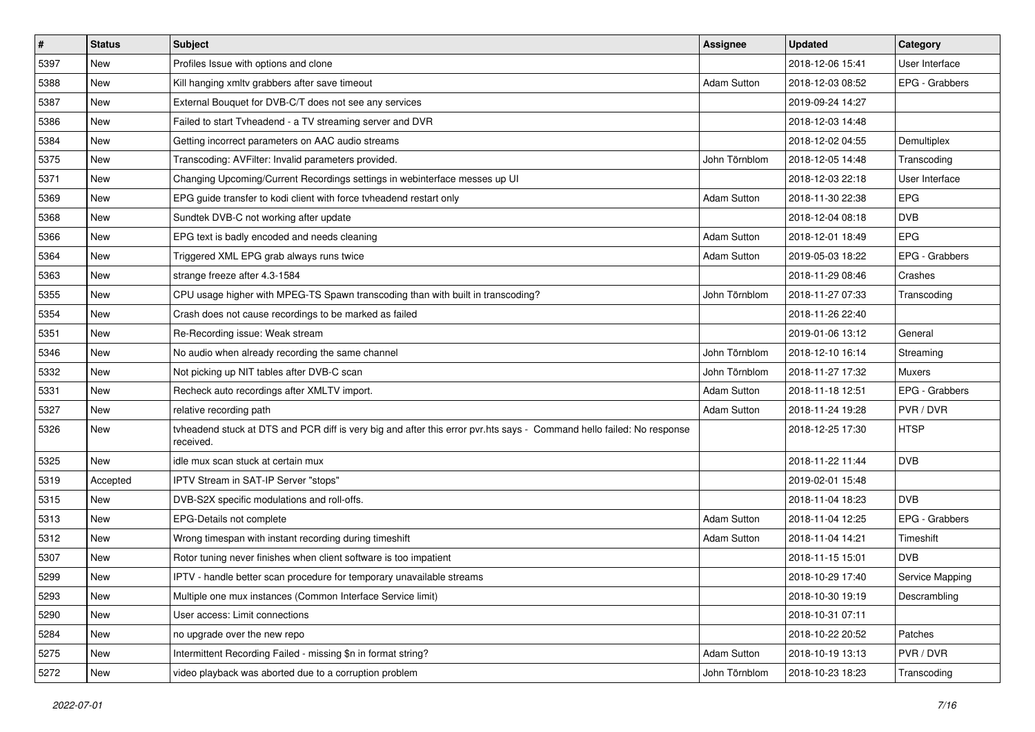| # | Status | Subject | Assignee | Updated | Category |
|---|---|---|---|---|---|
| 5397 | New | Profiles Issue with options and clone | | 2018-12-06 15:41 | User Interface |
| 5388 | New | Kill hanging xmltv grabbers after save timeout | Adam Sutton | 2018-12-03 08:52 | EPG - Grabbers |
| 5387 | New | External Bouquet for DVB-C/T does not see any services | | 2019-09-24 14:27 | |
| 5386 | New | Failed to start Tvheadend - a TV streaming server and DVR | | 2018-12-03 14:48 | |
| 5384 | New | Getting incorrect parameters on AAC audio streams | | 2018-12-02 04:55 | Demultiplex |
| 5375 | New | Transcoding: AVFilter: Invalid parameters provided. | John Törnblom | 2018-12-05 14:48 | Transcoding |
| 5371 | New | Changing Upcoming/Current Recordings settings in webinterface messes up UI | | 2018-12-03 22:18 | User Interface |
| 5369 | New | EPG guide transfer to kodi client with force tvheadend restart only | Adam Sutton | 2018-11-30 22:38 | EPG |
| 5368 | New | Sundtek DVB-C not working after update | | 2018-12-04 08:18 | DVB |
| 5366 | New | EPG text is badly encoded and needs cleaning | Adam Sutton | 2018-12-01 18:49 | EPG |
| 5364 | New | Triggered XML EPG grab always runs twice | Adam Sutton | 2019-05-03 18:22 | EPG - Grabbers |
| 5363 | New | strange freeze after 4.3-1584 | | 2018-11-29 08:46 | Crashes |
| 5355 | New | CPU usage higher with MPEG-TS Spawn transcoding than with built in transcoding? | John Törnblom | 2018-11-27 07:33 | Transcoding |
| 5354 | New | Crash does not cause recordings to be marked as failed | | 2018-11-26 22:40 | |
| 5351 | New | Re-Recording issue: Weak stream | | 2019-01-06 13:12 | General |
| 5346 | New | No audio when already recording the same channel | John Törnblom | 2018-12-10 16:14 | Streaming |
| 5332 | New | Not picking up NIT tables after DVB-C scan | John Törnblom | 2018-11-27 17:32 | Muxers |
| 5331 | New | Recheck auto recordings after XMLTV import. | Adam Sutton | 2018-11-18 12:51 | EPG - Grabbers |
| 5327 | New | relative recording path | Adam Sutton | 2018-11-24 19:28 | PVR / DVR |
| 5326 | New | tvheadend stuck at DTS and PCR diff is very big and after this error pvr.hts says - Command hello failed: No response received. | | 2018-12-25 17:30 | HTSP |
| 5325 | New | idle mux scan stuck at certain mux | | 2018-11-22 11:44 | DVB |
| 5319 | Accepted | IPTV Stream in SAT-IP Server "stops" | | 2019-02-01 15:48 | |
| 5315 | New | DVB-S2X specific modulations and roll-offs. | | 2018-11-04 18:23 | DVB |
| 5313 | New | EPG-Details not complete | Adam Sutton | 2018-11-04 12:25 | EPG - Grabbers |
| 5312 | New | Wrong timespan with instant recording during timeshift | Adam Sutton | 2018-11-04 14:21 | Timeshift |
| 5307 | New | Rotor tuning never finishes when client software is too impatient | | 2018-11-15 15:01 | DVB |
| 5299 | New | IPTV - handle better scan procedure for temporary unavailable streams | | 2018-10-29 17:40 | Service Mapping |
| 5293 | New | Multiple one mux instances (Common Interface Service limit) | | 2018-10-30 19:19 | Descrambling |
| 5290 | New | User access: Limit connections | | 2018-10-31 07:11 | |
| 5284 | New | no upgrade over the new repo | | 2018-10-22 20:52 | Patches |
| 5275 | New | Intermittent Recording Failed - missing $n in format string? | Adam Sutton | 2018-10-19 13:13 | PVR / DVR |
| 5272 | New | video playback was aborted due to a corruption problem | John Törnblom | 2018-10-23 18:23 | Transcoding |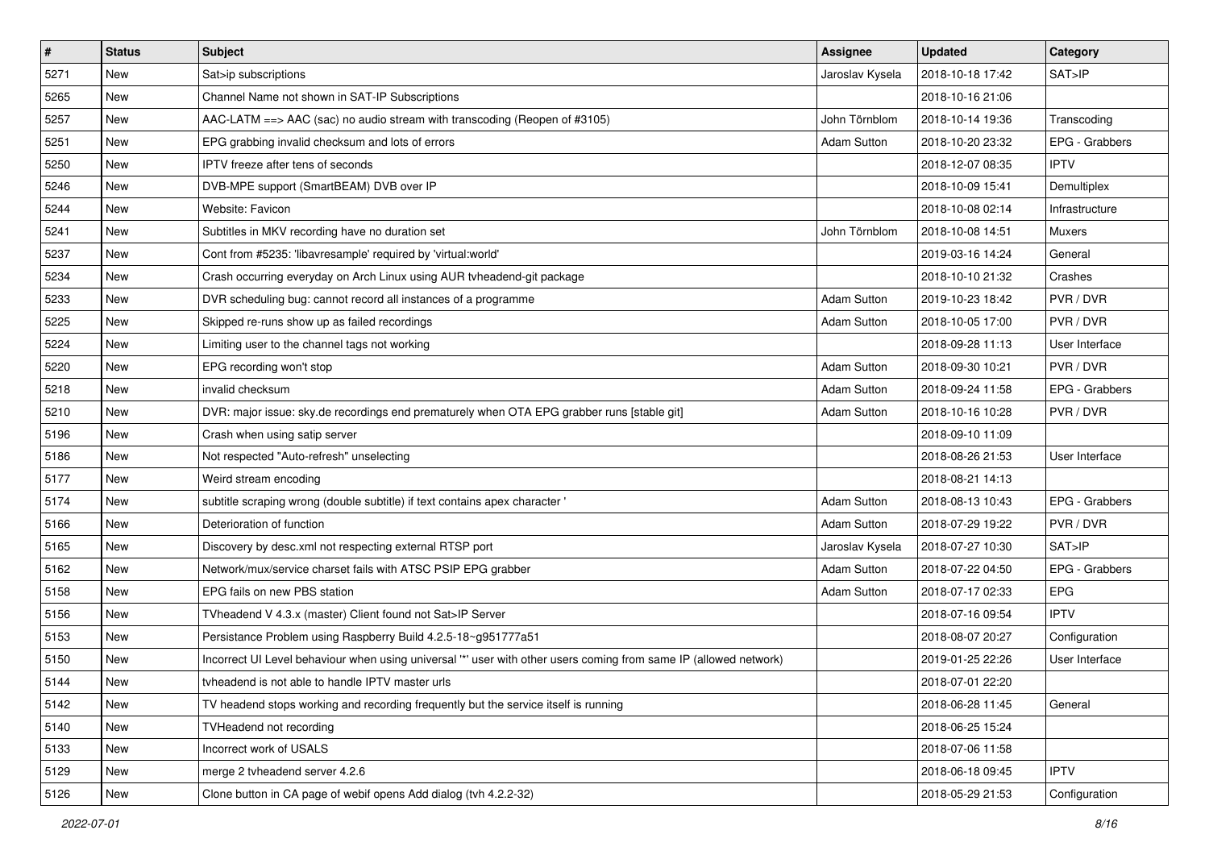| # | Status | Subject | Assignee | Updated | Category |
|---|---|---|---|---|---|
| 5271 | New | Sat>ip subscriptions | Jaroslav Kysela | 2018-10-18 17:42 | SAT>IP |
| 5265 | New | Channel Name not shown in SAT-IP Subscriptions | | 2018-10-16 21:06 | |
| 5257 | New | AAC-LATM ==> AAC (sac) no audio stream with transcoding (Reopen of #3105) | John Törnblom | 2018-10-14 19:36 | Transcoding |
| 5251 | New | EPG grabbing invalid checksum and lots of errors | Adam Sutton | 2018-10-20 23:32 | EPG - Grabbers |
| 5250 | New | IPTV freeze after tens of seconds | | 2018-12-07 08:35 | IPTV |
| 5246 | New | DVB-MPE support (SmartBEAM) DVB over IP | | 2018-10-09 15:41 | Demultiplex |
| 5244 | New | Website: Favicon | | 2018-10-08 02:14 | Infrastructure |
| 5241 | New | Subtitles in MKV recording have no duration set | John Törnblom | 2018-10-08 14:51 | Muxers |
| 5237 | New | Cont from #5235: 'libavresample' required by 'virtual:world' | | 2019-03-16 14:24 | General |
| 5234 | New | Crash occurring everyday on Arch Linux using AUR tvheadend-git package | | 2018-10-10 21:32 | Crashes |
| 5233 | New | DVR scheduling bug: cannot record all instances of a programme | Adam Sutton | 2019-10-23 18:42 | PVR / DVR |
| 5225 | New | Skipped re-runs show up as failed recordings | Adam Sutton | 2018-10-05 17:00 | PVR / DVR |
| 5224 | New | Limiting user to the channel tags not working | | 2018-09-28 11:13 | User Interface |
| 5220 | New | EPG recording won't stop | Adam Sutton | 2018-09-30 10:21 | PVR / DVR |
| 5218 | New | invalid checksum | Adam Sutton | 2018-09-24 11:58 | EPG - Grabbers |
| 5210 | New | DVR: major issue: sky.de recordings end prematurely when OTA EPG grabber runs [stable git] | Adam Sutton | 2018-10-16 10:28 | PVR / DVR |
| 5196 | New | Crash when using satip server | | 2018-09-10 11:09 | |
| 5186 | New | Not respected "Auto-refresh" unselecting | | 2018-08-26 21:53 | User Interface |
| 5177 | New | Weird stream encoding | | 2018-08-21 14:13 | |
| 5174 | New | subtitle scraping wrong (double subtitle) if text contains apex character ' | Adam Sutton | 2018-08-13 10:43 | EPG - Grabbers |
| 5166 | New | Deterioration of function | Adam Sutton | 2018-07-29 19:22 | PVR / DVR |
| 5165 | New | Discovery by desc.xml not respecting external RTSP port | Jaroslav Kysela | 2018-07-27 10:30 | SAT>IP |
| 5162 | New | Network/mux/service charset fails with ATSC PSIP EPG grabber | Adam Sutton | 2018-07-22 04:50 | EPG - Grabbers |
| 5158 | New | EPG fails on new PBS station | Adam Sutton | 2018-07-17 02:33 | EPG |
| 5156 | New | TVheadend V 4.3.x (master) Client found not Sat>IP Server | | 2018-07-16 09:54 | IPTV |
| 5153 | New | Persistance Problem using Raspberry Build 4.2.5-18~g951777a51 | | 2018-08-07 20:27 | Configuration |
| 5150 | New | Incorrect UI Level behaviour when using universal '*' user with other users coming from same IP (allowed network) | | 2019-01-25 22:26 | User Interface |
| 5144 | New | tvheadend is not able to handle IPTV master urls | | 2018-07-01 22:20 | |
| 5142 | New | TV headend stops working and recording frequently but the service itself is running | | 2018-06-28 11:45 | General |
| 5140 | New | TVHeadend not recording | | 2018-06-25 15:24 | |
| 5133 | New | Incorrect work of USALS | | 2018-07-06 11:58 | |
| 5129 | New | merge 2 tvheadend server 4.2.6 | | 2018-06-18 09:45 | IPTV |
| 5126 | New | Clone button in CA page of webif opens Add dialog (tvh 4.2.2-32) | | 2018-05-29 21:53 | Configuration |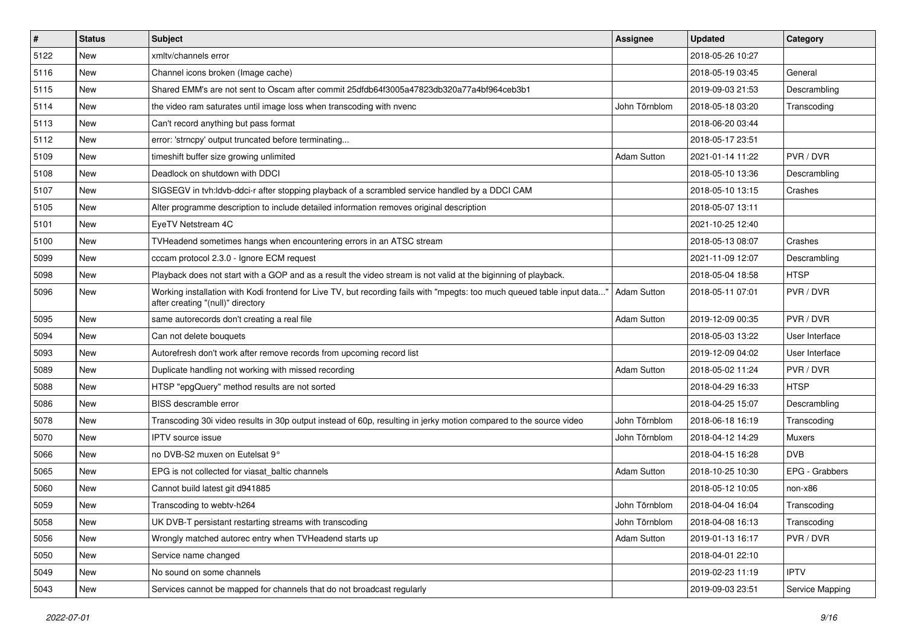| # | Status | Subject | Assignee | Updated | Category |
|---|---|---|---|---|---|
| 5122 | New | xmltv/channels error | | 2018-05-26 10:27 | |
| 5116 | New | Channel icons broken (Image cache) | | 2018-05-19 03:45 | General |
| 5115 | New | Shared EMM's are not sent to Oscam after commit 25dfdb64f3005a47823db320a77a4bf964ceb3b1 | | 2019-09-03 21:53 | Descrambling |
| 5114 | New | the video ram saturates until image loss when transcoding with nvenc | John Törnblom | 2018-05-18 03:20 | Transcoding |
| 5113 | New | Can't record anything but pass format | | 2018-06-20 03:44 | |
| 5112 | New | error: 'strncpy' output truncated before terminating... | | 2018-05-17 23:51 | |
| 5109 | New | timeshift buffer size growing unlimited | Adam Sutton | 2021-01-14 11:22 | PVR / DVR |
| 5108 | New | Deadlock on shutdown with DDCI | | 2018-05-10 13:36 | Descrambling |
| 5107 | New | SIGSEGV in tvh:ldvb-ddci-r after stopping playback of a scrambled service handled by a DDCI CAM | | 2018-05-10 13:15 | Crashes |
| 5105 | New | Alter programme description to include detailed information removes original description | | 2018-05-07 13:11 | |
| 5101 | New | EyeTV Netstream 4C | | 2021-10-25 12:40 | |
| 5100 | New | TVHeadend sometimes hangs when encountering errors in an ATSC stream | | 2018-05-13 08:07 | Crashes |
| 5099 | New | cccam protocol 2.3.0 - Ignore ECM request | | 2021-11-09 12:07 | Descrambling |
| 5098 | New | Playback does not start with a GOP and as a result the video stream is not valid at the biginning of playback. | | 2018-05-04 18:58 | HTSP |
| 5096 | New | Working installation with Kodi frontend for Live TV, but recording fails with "mpegts: too much queued table input data..." after creating "(null)" directory | Adam Sutton | 2018-05-11 07:01 | PVR / DVR |
| 5095 | New | same autorecords don't creating a real file | Adam Sutton | 2019-12-09 00:35 | PVR / DVR |
| 5094 | New | Can not delete bouquets | | 2018-05-03 13:22 | User Interface |
| 5093 | New | Autorefresh don't work after remove records from upcoming record list | | 2019-12-09 04:02 | User Interface |
| 5089 | New | Duplicate handling not working with missed recording | Adam Sutton | 2018-05-02 11:24 | PVR / DVR |
| 5088 | New | HTSP "epgQuery" method results are not sorted | | 2018-04-29 16:33 | HTSP |
| 5086 | New | BISS descramble error | | 2018-04-25 15:07 | Descrambling |
| 5078 | New | Transcoding 30i video results in 30p output instead of 60p, resulting in jerky motion compared to the source video | John Törnblom | 2018-06-18 16:19 | Transcoding |
| 5070 | New | IPTV source issue | John Törnblom | 2018-04-12 14:29 | Muxers |
| 5066 | New | no DVB-S2 muxen on Eutelsat 9° | | 2018-04-15 16:28 | DVB |
| 5065 | New | EPG is not collected for viasat_baltic channels | Adam Sutton | 2018-10-25 10:30 | EPG - Grabbers |
| 5060 | New | Cannot build latest git d941885 | | 2018-05-12 10:05 | non-x86 |
| 5059 | New | Transcoding to webtv-h264 | John Törnblom | 2018-04-04 16:04 | Transcoding |
| 5058 | New | UK DVB-T persistant restarting streams with transcoding | John Törnblom | 2018-04-08 16:13 | Transcoding |
| 5056 | New | Wrongly matched autorec entry when TVHeadend starts up | Adam Sutton | 2019-01-13 16:17 | PVR / DVR |
| 5050 | New | Service name changed | | 2018-04-01 22:10 | |
| 5049 | New | No sound on some channels | | 2019-02-23 11:19 | IPTV |
| 5043 | New | Services cannot be mapped for channels that do not broadcast regularly | | 2019-09-03 23:51 | Service Mapping |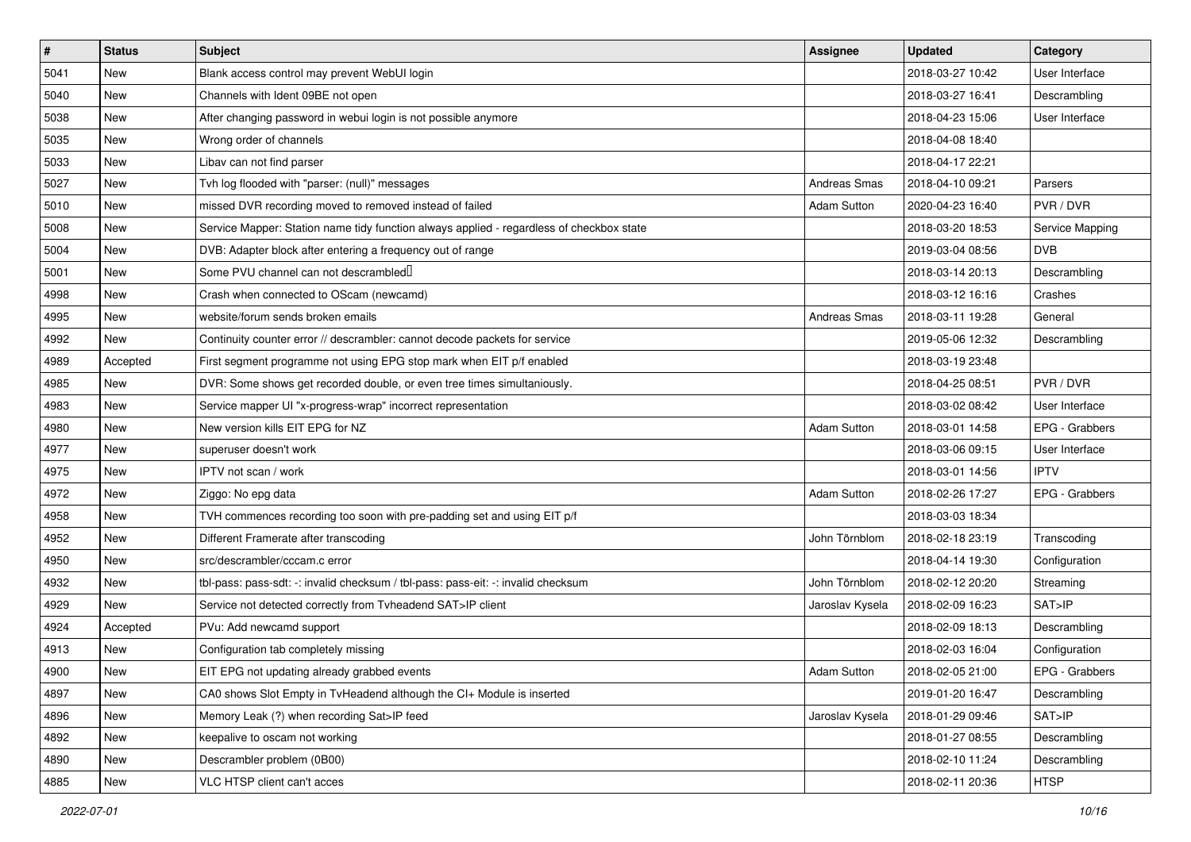| # | Status | Subject | Assignee | Updated | Category |
|---|---|---|---|---|---|
| 5041 | New | Blank access control may prevent WebUI login | | 2018-03-27 10:42 | User Interface |
| 5040 | New | Channels with Ident 09BE not open | | 2018-03-27 16:41 | Descrambling |
| 5038 | New | After changing password in webui login is not possible anymore | | 2018-04-23 15:06 | User Interface |
| 5035 | New | Wrong order of channels | | 2018-04-08 18:40 | |
| 5033 | New | Libav can not find parser | | 2018-04-17 22:21 | |
| 5027 | New | Tvh log flooded with "parser: (null)" messages | Andreas Smas | 2018-04-10 09:21 | Parsers |
| 5010 | New | missed DVR recording moved to removed instead of failed | Adam Sutton | 2020-04-23 16:40 | PVR / DVR |
| 5008 | New | Service Mapper: Station name tidy function always applied - regardless of checkbox state | | 2018-03-20 18:53 | Service Mapping |
| 5004 | New | DVB: Adapter block after entering a frequency out of range | | 2019-03-04 08:56 | DVB |
| 5001 | New | Some PVU channel can not descrambled | | 2018-03-14 20:13 | Descrambling |
| 4998 | New | Crash when connected to OScam (newcamd) | | 2018-03-12 16:16 | Crashes |
| 4995 | New | website/forum sends broken emails | Andreas Smas | 2018-03-11 19:28 | General |
| 4992 | New | Continuity counter error // descrambler: cannot decode packets for service | | 2019-05-06 12:32 | Descrambling |
| 4989 | Accepted | First segment programme not using EPG stop mark when EIT p/f enabled | | 2018-03-19 23:48 | |
| 4985 | New | DVR: Some shows get recorded double, or even tree times simultaniously. | | 2018-04-25 08:51 | PVR / DVR |
| 4983 | New | Service mapper UI "x-progress-wrap" incorrect representation | | 2018-03-02 08:42 | User Interface |
| 4980 | New | New version kills EIT EPG for NZ | Adam Sutton | 2018-03-01 14:58 | EPG - Grabbers |
| 4977 | New | superuser doesn't work | | 2018-03-06 09:15 | User Interface |
| 4975 | New | IPTV not scan / work | | 2018-03-01 14:56 | IPTV |
| 4972 | New | Ziggo: No epg data | Adam Sutton | 2018-02-26 17:27 | EPG - Grabbers |
| 4958 | New | TVH commences recording too soon with pre-padding set and using EIT p/f | | 2018-03-03 18:34 | |
| 4952 | New | Different Framerate after transcoding | John Törnblom | 2018-02-18 23:19 | Transcoding |
| 4950 | New | src/descrambler/cccam.c error | | 2018-04-14 19:30 | Configuration |
| 4932 | New | tbl-pass: pass-sdt: -: invalid checksum / tbl-pass: pass-eit: -: invalid checksum | John Törnblom | 2018-02-12 20:20 | Streaming |
| 4929 | New | Service not detected correctly from Tvheadend SAT>IP client | Jaroslav Kysela | 2018-02-09 16:23 | SAT>IP |
| 4924 | Accepted | PVu: Add newcamd support | | 2018-02-09 18:13 | Descrambling |
| 4913 | New | Configuration tab completely missing | | 2018-02-03 16:04 | Configuration |
| 4900 | New | EIT EPG not updating already grabbed events | Adam Sutton | 2018-02-05 21:00 | EPG - Grabbers |
| 4897 | New | CA0 shows Slot Empty in TvHeadend although the CI+ Module is inserted | | 2019-01-20 16:47 | Descrambling |
| 4896 | New | Memory Leak (?) when recording Sat>IP feed | Jaroslav Kysela | 2018-01-29 09:46 | SAT>IP |
| 4892 | New | keepalive to oscam not working | | 2018-01-27 08:55 | Descrambling |
| 4890 | New | Descrambler problem (0B00) | | 2018-02-10 11:24 | Descrambling |
| 4885 | New | VLC HTSP client can't acces | | 2018-02-11 20:36 | HTSP |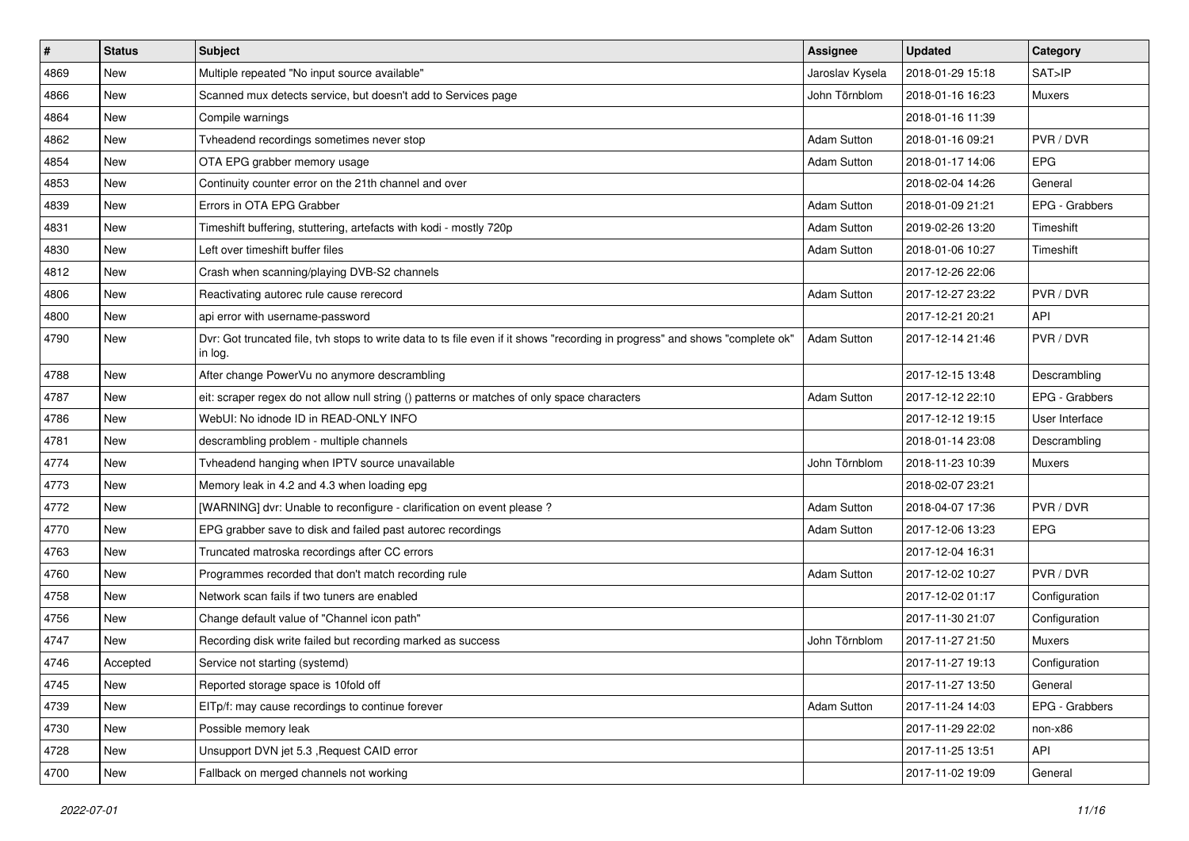| # | Status | Subject | Assignee | Updated | Category |
|---|---|---|---|---|---|
| 4869 | New | Multiple repeated "No input source available" | Jaroslav Kysela | 2018-01-29 15:18 | SAT>IP |
| 4866 | New | Scanned mux detects service, but doesn't add to Services page | John Törnblom | 2018-01-16 16:23 | Muxers |
| 4864 | New | Compile warnings | | 2018-01-16 11:39 | |
| 4862 | New | Tvheadend recordings sometimes never stop | Adam Sutton | 2018-01-16 09:21 | PVR / DVR |
| 4854 | New | OTA EPG grabber memory usage | Adam Sutton | 2018-01-17 14:06 | EPG |
| 4853 | New | Continuity counter error on the 21th channel and over | | 2018-02-04 14:26 | General |
| 4839 | New | Errors in OTA EPG Grabber | Adam Sutton | 2018-01-09 21:21 | EPG - Grabbers |
| 4831 | New | Timeshift buffering, stuttering, artefacts with kodi - mostly 720p | Adam Sutton | 2019-02-26 13:20 | Timeshift |
| 4830 | New | Left over timeshift buffer files | Adam Sutton | 2018-01-06 10:27 | Timeshift |
| 4812 | New | Crash when scanning/playing DVB-S2 channels | | 2017-12-26 22:06 | |
| 4806 | New | Reactivating autorec rule cause rerecord | Adam Sutton | 2017-12-27 23:22 | PVR / DVR |
| 4800 | New | api error with username-password | | 2017-12-21 20:21 | API |
| 4790 | New | Dvr: Got truncated file, tvh stops to write data to ts file even if it shows "recording in progress" and shows "complete ok" in log. | Adam Sutton | 2017-12-14 21:46 | PVR / DVR |
| 4788 | New | After change PowerVu no anymore descrambling | | 2017-12-15 13:48 | Descrambling |
| 4787 | New | eit: scraper regex do not allow null string () patterns or matches of only space characters | Adam Sutton | 2017-12-12 22:10 | EPG - Grabbers |
| 4786 | New | WebUI: No idnode ID in READ-ONLY INFO | | 2017-12-12 19:15 | User Interface |
| 4781 | New | descrambling problem - multiple channels | | 2018-01-14 23:08 | Descrambling |
| 4774 | New | Tvheadend hanging when IPTV source unavailable | John Törnblom | 2018-11-23 10:39 | Muxers |
| 4773 | New | Memory leak in 4.2 and 4.3 when loading epg | | 2018-02-07 23:21 | |
| 4772 | New | [WARNING] dvr: Unable to reconfigure - clarification on event please ? | Adam Sutton | 2018-04-07 17:36 | PVR / DVR |
| 4770 | New | EPG grabber save to disk and failed past autorec recordings | Adam Sutton | 2017-12-06 13:23 | EPG |
| 4763 | New | Truncated matroska recordings after CC errors | | 2017-12-04 16:31 | |
| 4760 | New | Programmes recorded that don't match recording rule | Adam Sutton | 2017-12-02 10:27 | PVR / DVR |
| 4758 | New | Network scan fails if two tuners are enabled | | 2017-12-02 01:17 | Configuration |
| 4756 | New | Change default value of "Channel icon path" | | 2017-11-30 21:07 | Configuration |
| 4747 | New | Recording disk write failed but recording marked as success | John Törnblom | 2017-11-27 21:50 | Muxers |
| 4746 | Accepted | Service not starting (systemd) | | 2017-11-27 19:13 | Configuration |
| 4745 | New | Reported storage space is 10fold off | | 2017-11-27 13:50 | General |
| 4739 | New | EITp/f: may cause recordings to continue forever | Adam Sutton | 2017-11-24 14:03 | EPG - Grabbers |
| 4730 | New | Possible memory leak | | 2017-11-29 22:02 | non-x86 |
| 4728 | New | Unsupport DVN jet 5.3 ,Request CAID error | | 2017-11-25 13:51 | API |
| 4700 | New | Fallback on merged channels not working | | 2017-11-02 19:09 | General |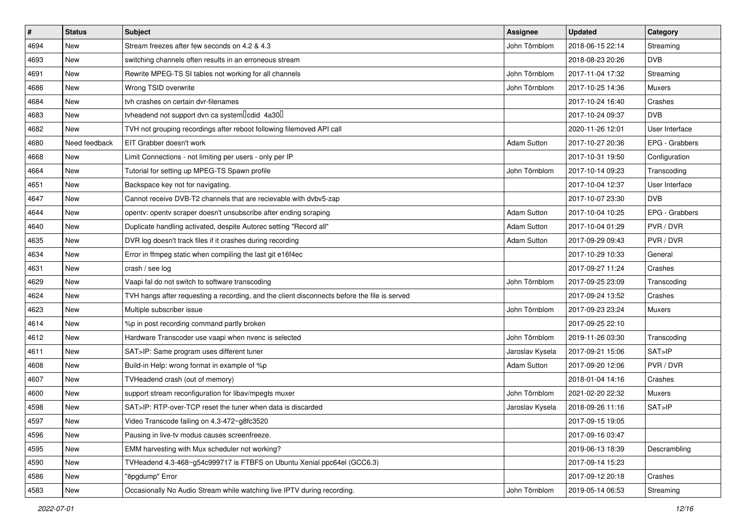| # | Status | Subject | Assignee | Updated | Category |
|---|---|---|---|---|---|
| 4694 | New | Stream freezes after few seconds on 4.2 & 4.3 | John Törnblom | 2018-06-15 22:14 | Streaming |
| 4693 | New | switching channels often results in an erroneous stream | | 2018-08-23 20:26 | DVB |
| 4691 | New | Rewrite MPEG-TS SI tables not working for all channels | John Törnblom | 2017-11-04 17:32 | Streaming |
| 4686 | New | Wrong TSID overwrite | John Törnblom | 2017-10-25 14:36 | Muxers |
| 4684 | New | tvh crashes on certain dvr-filenames | | 2017-10-24 16:40 | Crashes |
| 4683 | New | tvheadend not support dvn ca system cdid 4a30 | | 2017-10-24 09:37 | DVB |
| 4682 | New | TVH not grouping recordings after reboot following filemoved API call | | 2020-11-26 12:01 | User Interface |
| 4680 | Need feedback | EIT Grabber doesn't work | Adam Sutton | 2017-10-27 20:36 | EPG - Grabbers |
| 4668 | New | Limit Connections - not limiting per users - only per IP | | 2017-10-31 19:50 | Configuration |
| 4664 | New | Tutorial for setting up MPEG-TS Spawn profile | John Törnblom | 2017-10-14 09:23 | Transcoding |
| 4651 | New | Backspace key not for navigating. | | 2017-10-04 12:37 | User Interface |
| 4647 | New | Cannot receive DVB-T2 channels that are recievable with dvbv5-zap | | 2017-10-07 23:30 | DVB |
| 4644 | New | opentv: opentv scraper doesn't unsubscribe after ending scraping | Adam Sutton | 2017-10-04 10:25 | EPG - Grabbers |
| 4640 | New | Duplicate handling activated, despite Autorec setting "Record all" | Adam Sutton | 2017-10-04 01:29 | PVR / DVR |
| 4635 | New | DVR log doesn't track files if it crashes during recording | Adam Sutton | 2017-09-29 09:43 | PVR / DVR |
| 4634 | New | Error in ffmpeg static when compiling the last git e16f4ec | | 2017-10-29 10:33 | General |
| 4631 | New | crash / see log | | 2017-09-27 11:24 | Crashes |
| 4629 | New | Vaapi fal do not switch to software transcoding | John Törnblom | 2017-09-25 23:09 | Transcoding |
| 4624 | New | TVH hangs after requesting a recording, and the client disconnects before the file is served | | 2017-09-24 13:52 | Crashes |
| 4623 | New | Multiple subscriber issue | John Törnblom | 2017-09-23 23:24 | Muxers |
| 4614 | New | %p in post recording command partly broken | | 2017-09-25 22:10 | |
| 4612 | New | Hardware Transcoder use vaapi when nvenc is selected | John Törnblom | 2019-11-26 03:30 | Transcoding |
| 4611 | New | SAT>IP: Same program uses different tuner | Jaroslav Kysela | 2017-09-21 15:06 | SAT>IP |
| 4608 | New | Build-in Help: wrong format in example of %p | Adam Sutton | 2017-09-20 12:06 | PVR / DVR |
| 4607 | New | TVHeadend crash (out of memory) | | 2018-01-04 14:16 | Crashes |
| 4600 | New | support stream reconfiguration for libav/mpegts muxer | John Törnblom | 2021-02-20 22:32 | Muxers |
| 4598 | New | SAT>IP: RTP-over-TCP reset the tuner when data is discarded | Jaroslav Kysela | 2018-09-26 11:16 | SAT>IP |
| 4597 | New | Video Transcode failing on 4.3-472~g8fc3520 | | 2017-09-15 19:05 | |
| 4596 | New | Pausing in live-tv modus causes screenfreeze. | | 2017-09-16 03:47 | |
| 4595 | New | EMM harvesting with Mux scheduler not working? | | 2019-06-13 18:39 | Descrambling |
| 4590 | New | TVHeadend 4.3-468~g54c999717 is FTBFS on Ubuntu Xenial ppc64el (GCC6.3) | | 2017-09-14 15:23 | |
| 4586 | New | "ëpgdump" Error | | 2017-09-12 20:18 | Crashes |
| 4583 | New | Occasionally No Audio Stream while watching live IPTV during recording. | John Törnblom | 2019-05-14 06:53 | Streaming |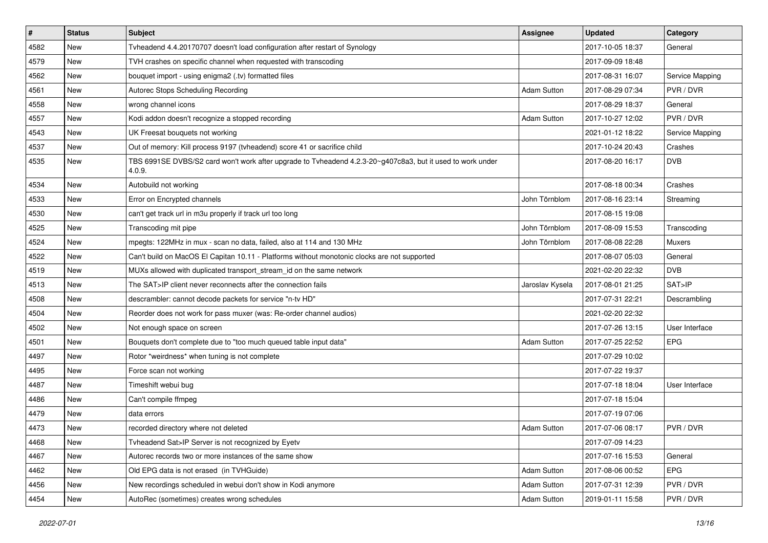| # | Status | Subject | Assignee | Updated | Category |
|---|---|---|---|---|---|
| 4582 | New | Tvheadend 4.4.20170707 doesn't load configuration after restart of Synology | | 2017-10-05 18:37 | General |
| 4579 | New | TVH crashes on specific channel when requested with transcoding | | 2017-09-09 18:48 | |
| 4562 | New | bouquet import - using enigma2 (.tv) formatted files | | 2017-08-31 16:07 | Service Mapping |
| 4561 | New | Autorec Stops Scheduling Recording | Adam Sutton | 2017-08-29 07:34 | PVR / DVR |
| 4558 | New | wrong channel icons | | 2017-08-29 18:37 | General |
| 4557 | New | Kodi addon doesn't recognize a stopped recording | Adam Sutton | 2017-10-27 12:02 | PVR / DVR |
| 4543 | New | UK Freesat bouquets not working | | 2021-01-12 18:22 | Service Mapping |
| 4537 | New | Out of memory: Kill process 9197 (tvheadend) score 41 or sacrifice child | | 2017-10-24 20:43 | Crashes |
| 4535 | New | TBS 6991SE DVBS/S2 card won't work after upgrade to Tvheadend 4.2.3-20~g407c8a3, but it used to work under 4.0.9. | | 2017-08-20 16:17 | DVB |
| 4534 | New | Autobuild not working | | 2017-08-18 00:34 | Crashes |
| 4533 | New | Error on Encrypted channels | John Törnblom | 2017-08-16 23:14 | Streaming |
| 4530 | New | can't get track url in m3u properly if track url too long | | 2017-08-15 19:08 | |
| 4525 | New | Transcoding mit pipe | John Törnblom | 2017-08-09 15:53 | Transcoding |
| 4524 | New | mpegts: 122MHz in mux - scan no data, failed, also at 114 and 130 MHz | John Törnblom | 2017-08-08 22:28 | Muxers |
| 4522 | New | Can't build on MacOS El Capitan 10.11 - Platforms without monotonic clocks are not supported | | 2017-08-07 05:03 | General |
| 4519 | New | MUXs allowed with duplicated transport_stream_id on the same network | | 2021-02-20 22:32 | DVB |
| 4513 | New | The SAT>IP client never reconnects after the connection fails | Jaroslav Kysela | 2017-08-01 21:25 | SAT>IP |
| 4508 | New | descrambler: cannot decode packets for service "n-tv HD" | | 2017-07-31 22:21 | Descrambling |
| 4504 | New | Reorder does not work for pass muxer (was: Re-order channel audios) | | 2021-02-20 22:32 | |
| 4502 | New | Not enough space on screen | | 2017-07-26 13:15 | User Interface |
| 4501 | New | Bouquets don't complete due to "too much queued table input data" | Adam Sutton | 2017-07-25 22:52 | EPG |
| 4497 | New | Rotor *weirdness* when tuning is not complete | | 2017-07-29 10:02 | |
| 4495 | New | Force scan not working | | 2017-07-22 19:37 | |
| 4487 | New | Timeshift webui bug | | 2017-07-18 18:04 | User Interface |
| 4486 | New | Can't compile ffmpeg | | 2017-07-18 15:04 | |
| 4479 | New | data errors | | 2017-07-19 07:06 | |
| 4473 | New | recorded directory where not deleted | Adam Sutton | 2017-07-06 08:17 | PVR / DVR |
| 4468 | New | Tvheadend Sat>IP Server is not recognized by Eyetv | | 2017-07-09 14:23 | |
| 4467 | New | Autorec records two or more instances of the same show | | 2017-07-16 15:53 | General |
| 4462 | New | Old EPG data is not erased (in TVHGuide) | Adam Sutton | 2017-08-06 00:52 | EPG |
| 4456 | New | New recordings scheduled in webui don't show in Kodi anymore | Adam Sutton | 2017-07-31 12:39 | PVR / DVR |
| 4454 | New | AutoRec (sometimes) creates wrong schedules | Adam Sutton | 2019-01-11 15:58 | PVR / DVR |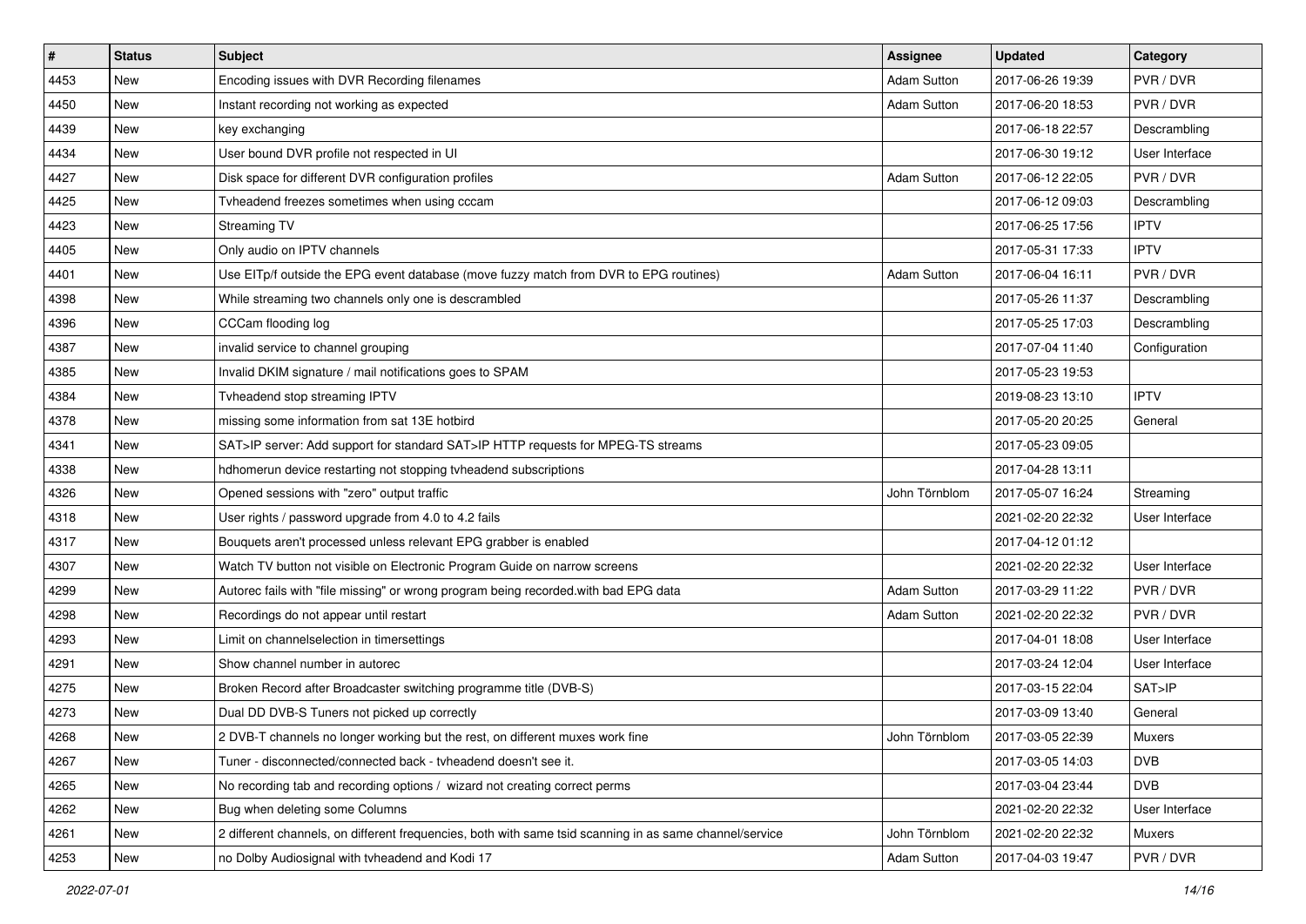| # | Status | Subject | Assignee | Updated | Category |
| --- | --- | --- | --- | --- | --- |
| 4453 | New | Encoding issues with DVR Recording filenames | Adam Sutton | 2017-06-26 19:39 | PVR / DVR |
| 4450 | New | Instant recording not working as expected | Adam Sutton | 2017-06-20 18:53 | PVR / DVR |
| 4439 | New | key exchanging | | 2017-06-18 22:57 | Descrambling |
| 4434 | New | User bound DVR profile not respected in UI | | 2017-06-30 19:12 | User Interface |
| 4427 | New | Disk space for different DVR configuration profiles | Adam Sutton | 2017-06-12 22:05 | PVR / DVR |
| 4425 | New | Tvheadend freezes sometimes when using cccam | | 2017-06-12 09:03 | Descrambling |
| 4423 | New | Streaming TV | | 2017-06-25 17:56 | IPTV |
| 4405 | New | Only audio on IPTV channels | | 2017-05-31 17:33 | IPTV |
| 4401 | New | Use EITp/f outside the EPG event database (move fuzzy match from DVR to EPG routines) | Adam Sutton | 2017-06-04 16:11 | PVR / DVR |
| 4398 | New | While streaming two channels only one is descrambled | | 2017-05-26 11:37 | Descrambling |
| 4396 | New | CCCam flooding log | | 2017-05-25 17:03 | Descrambling |
| 4387 | New | invalid service to channel grouping | | 2017-07-04 11:40 | Configuration |
| 4385 | New | Invalid DKIM signature / mail notifications goes to SPAM | | 2017-05-23 19:53 | |
| 4384 | New | Tvheadend stop streaming IPTV | | 2019-08-23 13:10 | IPTV |
| 4378 | New | missing some information from sat 13E hotbird | | 2017-05-20 20:25 | General |
| 4341 | New | SAT>IP server: Add support for standard SAT>IP HTTP requests for MPEG-TS streams | | 2017-05-23 09:05 | |
| 4338 | New | hdhomerun device restarting not stopping tvheadend subscriptions | | 2017-04-28 13:11 | |
| 4326 | New | Opened sessions with "zero" output traffic | John Törnblom | 2017-05-07 16:24 | Streaming |
| 4318 | New | User rights / password upgrade from 4.0 to 4.2 fails | | 2021-02-20 22:32 | User Interface |
| 4317 | New | Bouquets aren't processed unless relevant EPG grabber is enabled | | 2017-04-12 01:12 | |
| 4307 | New | Watch TV button not visible on Electronic Program Guide on narrow screens | | 2021-02-20 22:32 | User Interface |
| 4299 | New | Autorec fails with "file missing" or wrong program being recorded.with bad EPG data | Adam Sutton | 2017-03-29 11:22 | PVR / DVR |
| 4298 | New | Recordings do not appear until restart | Adam Sutton | 2021-02-20 22:32 | PVR / DVR |
| 4293 | New | Limit on channelselection in timersettings | | 2017-04-01 18:08 | User Interface |
| 4291 | New | Show channel number in autorec | | 2017-03-24 12:04 | User Interface |
| 4275 | New | Broken Record after Broadcaster switching programme title (DVB-S) | | 2017-03-15 22:04 | SAT>IP |
| 4273 | New | Dual DD DVB-S Tuners not picked up correctly | | 2017-03-09 13:40 | General |
| 4268 | New | 2 DVB-T channels no longer working but the rest, on different muxes work fine | John Törnblom | 2017-03-05 22:39 | Muxers |
| 4267 | New | Tuner - disconnected/connected back - tvheadend doesn't see it. | | 2017-03-05 14:03 | DVB |
| 4265 | New | No recording tab and recording options / wizard not creating correct perms | | 2017-03-04 23:44 | DVB |
| 4262 | New | Bug when deleting some Columns | | 2021-02-20 22:32 | User Interface |
| 4261 | New | 2 different channels, on different frequencies, both with same tsid scanning in as same channel/service | John Törnblom | 2021-02-20 22:32 | Muxers |
| 4253 | New | no Dolby Audiosignal with tvheadend and Kodi 17 | Adam Sutton | 2017-04-03 19:47 | PVR / DVR |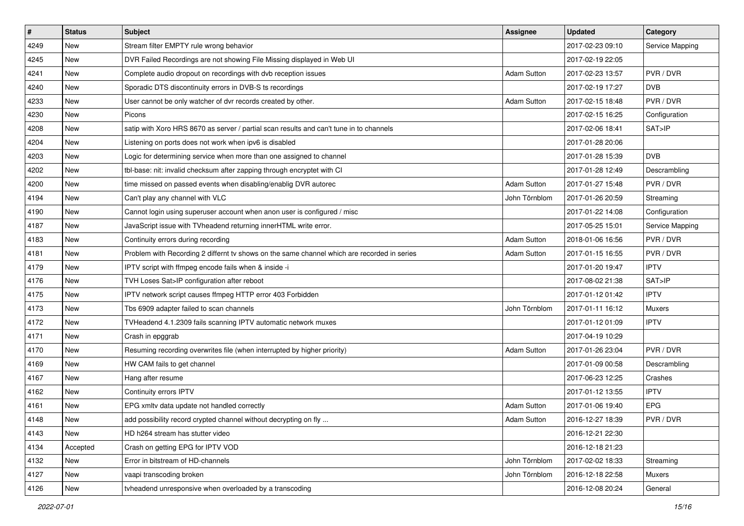| # | Status | Subject | Assignee | Updated | Category |
|---|---|---|---|---|---|
| 4249 | New | Stream filter EMPTY rule wrong behavior | | 2017-02-23 09:10 | Service Mapping |
| 4245 | New | DVR Failed Recordings are not showing File Missing displayed in Web UI | | 2017-02-19 22:05 | |
| 4241 | New | Complete audio dropout on recordings with dvb reception issues | Adam Sutton | 2017-02-23 13:57 | PVR / DVR |
| 4240 | New | Sporadic DTS discontinuity errors in DVB-S ts recordings | | 2017-02-19 17:27 | DVB |
| 4233 | New | User cannot be only watcher of dvr records created by other. | Adam Sutton | 2017-02-15 18:48 | PVR / DVR |
| 4230 | New | Picons | | 2017-02-15 16:25 | Configuration |
| 4208 | New | satip with Xoro HRS 8670 as server / partial scan results and can't tune in to channels | | 2017-02-06 18:41 | SAT>IP |
| 4204 | New | Listening on ports does not work when ipv6 is disabled | | 2017-01-28 20:06 | |
| 4203 | New | Logic for determining service when more than one assigned to channel | | 2017-01-28 15:39 | DVB |
| 4202 | New | tbl-base: nit: invalid checksum after zapping through encryptet with CI | | 2017-01-28 12:49 | Descrambling |
| 4200 | New | time missed on passed events when disabling/enablig DVR autorec | Adam Sutton | 2017-01-27 15:48 | PVR / DVR |
| 4194 | New | Can't play any channel with VLC | John Törnblom | 2017-01-26 20:59 | Streaming |
| 4190 | New | Cannot login using superuser account when anon user is configured / misc | | 2017-01-22 14:08 | Configuration |
| 4187 | New | JavaScript issue with TVheadend returning innerHTML write error. | | 2017-05-25 15:01 | Service Mapping |
| 4183 | New | Continuity errors during recording | Adam Sutton | 2018-01-06 16:56 | PVR / DVR |
| 4181 | New | Problem with Recording 2 differnt tv shows on the same channel which are recorded in series | Adam Sutton | 2017-01-15 16:55 | PVR / DVR |
| 4179 | New | IPTV script with ffmpeg encode fails when & inside -i | | 2017-01-20 19:47 | IPTV |
| 4176 | New | TVH Loses Sat>IP configuration after reboot | | 2017-08-02 21:38 | SAT>IP |
| 4175 | New | IPTV network script causes ffmpeg HTTP error 403 Forbidden | | 2017-01-12 01:42 | IPTV |
| 4173 | New | Tbs 6909 adapter failed to scan channels | John Törnblom | 2017-01-11 16:12 | Muxers |
| 4172 | New | TVHeadend 4.1.2309 fails scanning IPTV automatic network muxes | | 2017-01-12 01:09 | IPTV |
| 4171 | New | Crash in epggrab | | 2017-04-19 10:29 | |
| 4170 | New | Resuming recording overwrites file (when interrupted by higher priority) | Adam Sutton | 2017-01-26 23:04 | PVR / DVR |
| 4169 | New | HW CAM fails to get channel | | 2017-01-09 00:58 | Descrambling |
| 4167 | New | Hang after resume | | 2017-06-23 12:25 | Crashes |
| 4162 | New | Continuity errors IPTV | | 2017-01-12 13:55 | IPTV |
| 4161 | New | EPG xmltv data update not handled correctly | Adam Sutton | 2017-01-06 19:40 | EPG |
| 4148 | New | add possibility record crypted channel without decrypting on fly ... | Adam Sutton | 2016-12-27 18:39 | PVR / DVR |
| 4143 | New | HD h264 stream has stutter video | | 2016-12-21 22:30 | |
| 4134 | Accepted | Crash on getting EPG for IPTV VOD | | 2016-12-18 21:23 | |
| 4132 | New | Error in bitstream of HD-channels | John Törnblom | 2017-02-02 18:33 | Streaming |
| 4127 | New | vaapi transcoding broken | John Törnblom | 2016-12-18 22:58 | Muxers |
| 4126 | New | tvheadend unresponsive when overloaded by a transcoding | | 2016-12-08 20:24 | General |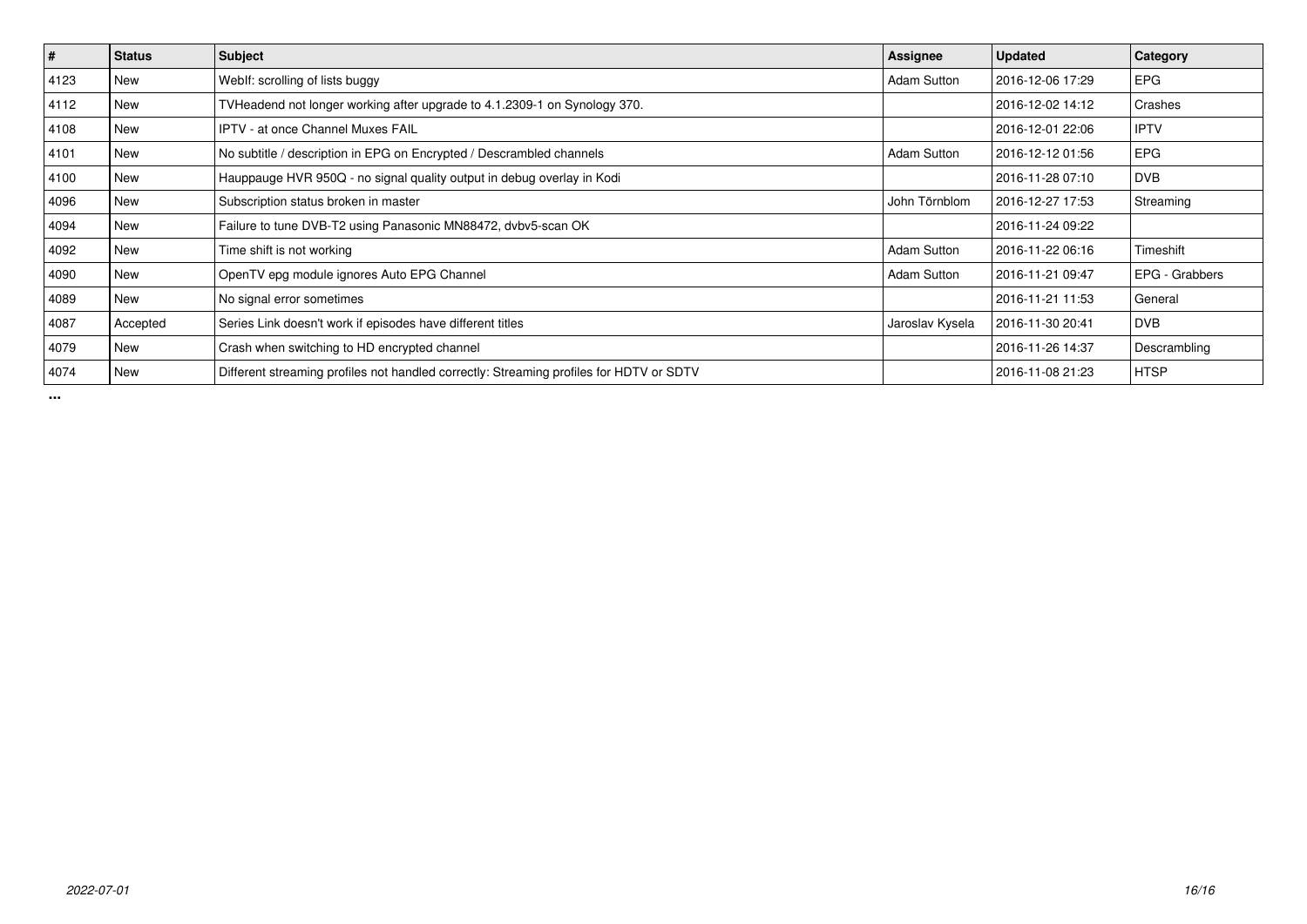| # | Status | Subject | Assignee | Updated | Category |
|---|---|---|---|---|---|
| 4123 | New | WebIf: scrolling of lists buggy | Adam Sutton | 2016-12-06 17:29 | EPG |
| 4112 | New | TVHeadend not longer working after upgrade to 4.1.2309-1 on Synology 370. | | 2016-12-02 14:12 | Crashes |
| 4108 | New | IPTV - at once Channel Muxes FAIL | | 2016-12-01 22:06 | IPTV |
| 4101 | New | No subtitle / description in EPG on Encrypted / Descrambled channels | Adam Sutton | 2016-12-12 01:56 | EPG |
| 4100 | New | Hauppauge HVR 950Q - no signal quality output in debug overlay in Kodi | | 2016-11-28 07:10 | DVB |
| 4096 | New | Subscription status broken in master | John Törnblom | 2016-12-27 17:53 | Streaming |
| 4094 | New | Failure to tune DVB-T2 using Panasonic MN88472, dvbv5-scan OK | | 2016-11-24 09:22 | |
| 4092 | New | Time shift is not working | Adam Sutton | 2016-11-22 06:16 | Timeshift |
| 4090 | New | OpenTV epg module ignores Auto EPG Channel | Adam Sutton | 2016-11-21 09:47 | EPG - Grabbers |
| 4089 | New | No signal error sometimes | | 2016-11-21 11:53 | General |
| 4087 | Accepted | Series Link doesn't work if episodes have different titles | Jaroslav Kysela | 2016-11-30 20:41 | DVB |
| 4079 | New | Crash when switching to HD encrypted channel | | 2016-11-26 14:37 | Descrambling |
| 4074 | New | Different streaming profiles not handled correctly: Streaming profiles for HDTV or SDTV | | 2016-11-08 21:23 | HTSP |

...